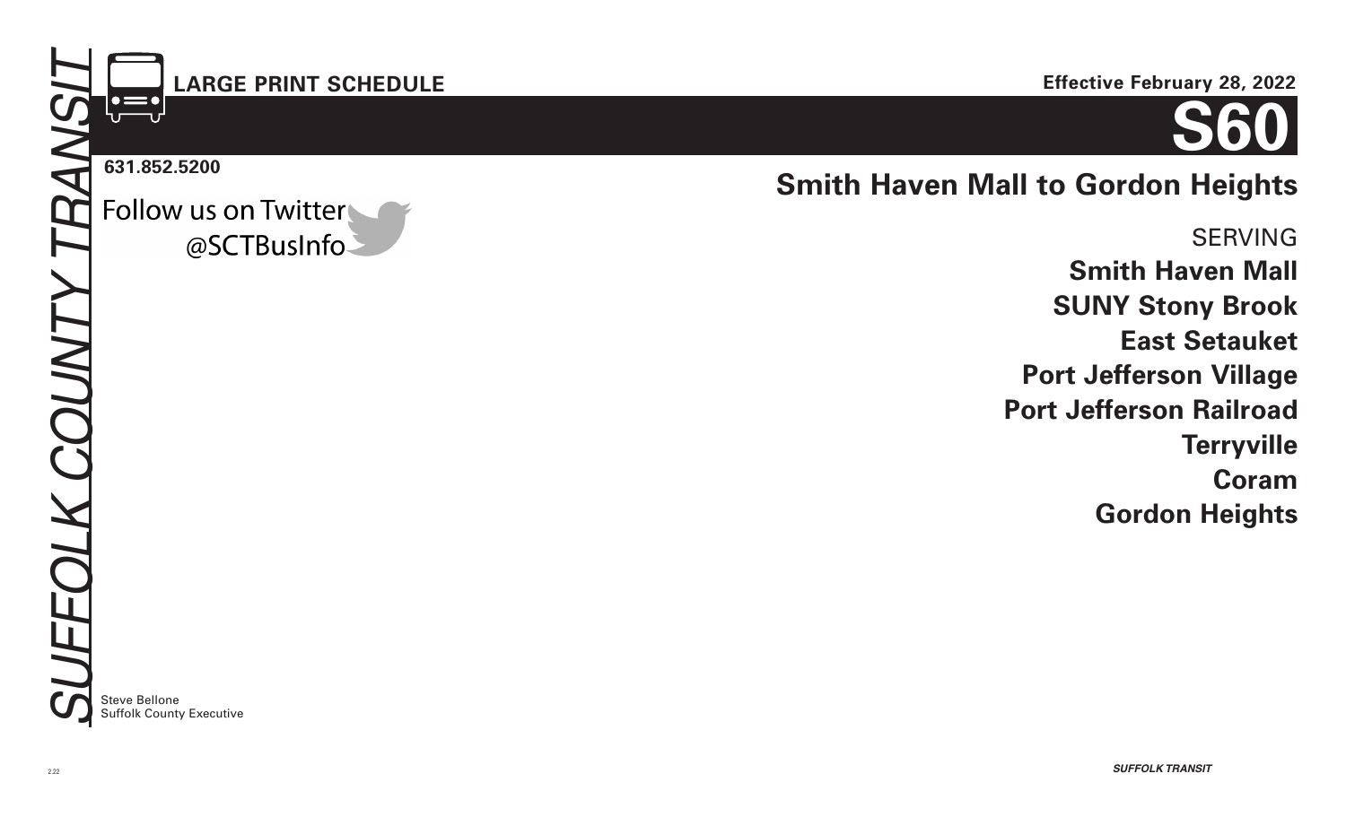*SUFFOLK COUNTY TRANSIT*

**LARGE PRINT SCHEDULE**

**Effective February 28, 2022**

# S60

**631.852.5200**

Follow us on Twitter
@SCTBusInfo

## Smith Haven Mall to Gordon Heights

SERVING

**Smith Haven Mall**
**SUNY Stony Brook**
**East Setauket**
**Port Jefferson Village**
**Port Jefferson Railroad**
**Terryville**
**Coram**
**Gordon Heights**

Steve Bellone
Suffolk County Executive

2.22

***SUFFOLK TRANSIT***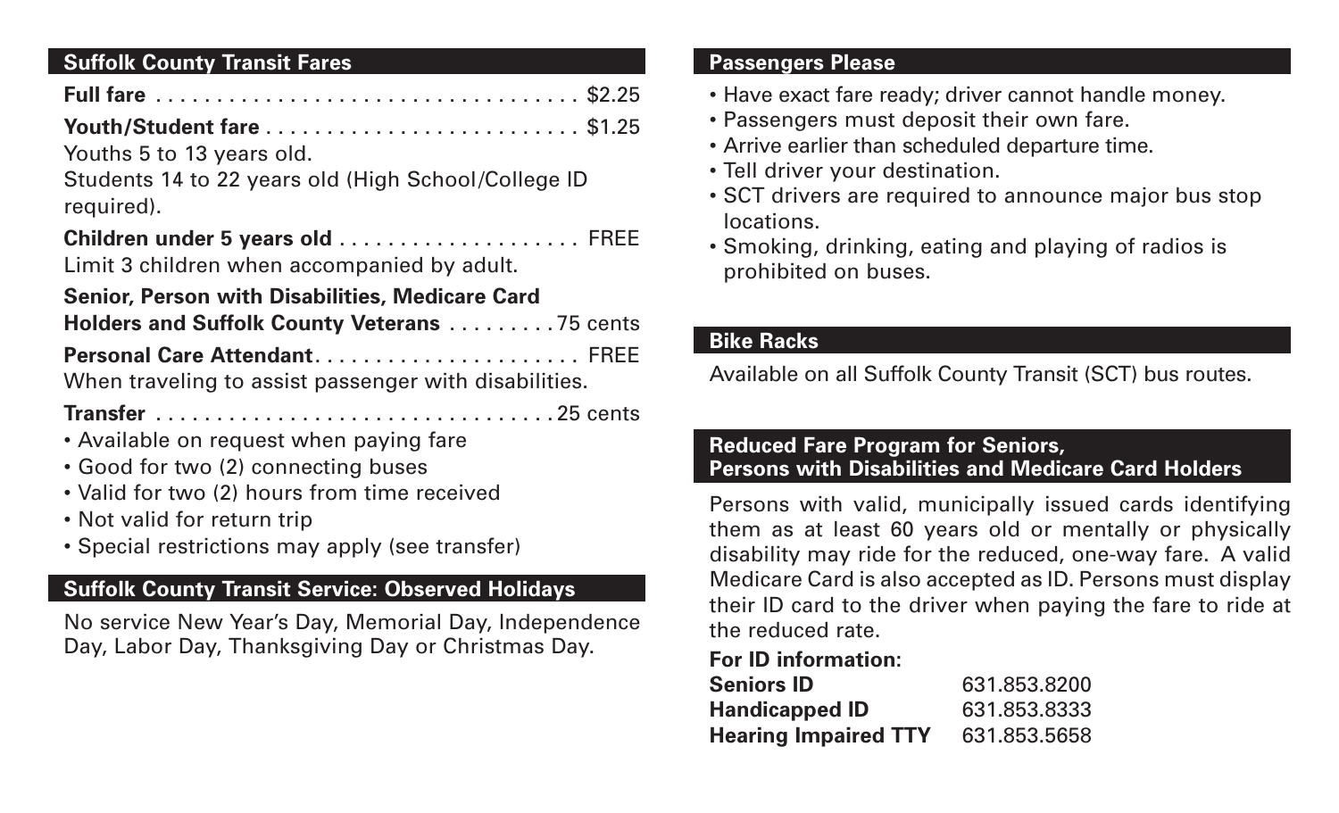## Suffolk County Transit Fares

**Full fare** .................................... $2.25

**Youth/Student fare** .......................... $1.25

Youths 5 to 13 years old.

Students 14 to 22 years old (High School/College ID required).

**Children under 5 years old** .................... FREE

Limit 3 children when accompanied by adult.

**Senior, Person with Disabilities, Medicare Card Holders and Suffolk County Veterans** .........75 cents

**Personal Care Attendant**...................... FREE

When traveling to assist passenger with disabilities.

**Transfer** ................................25 cents

- Available on request when paying fare
- Good for two (2) connecting buses
- Valid for two (2) hours from time received
- Not valid for return trip
- Special restrictions may apply (see transfer)

## Suffolk County Transit Service: Observed Holidays

No service New Year's Day, Memorial Day, Independence Day, Labor Day, Thanksgiving Day or Christmas Day.

## Passengers Please

- Have exact fare ready; driver cannot handle money.
- Passengers must deposit their own fare.
- Arrive earlier than scheduled departure time.
- Tell driver your destination.
- SCT drivers are required to announce major bus stop locations.
- Smoking, drinking, eating and playing of radios is prohibited on buses.

## Bike Racks

Available on all Suffolk County Transit (SCT) bus routes.

## Reduced Fare Program for Seniors, Persons with Disabilities and Medicare Card Holders

Persons with valid, municipally issued cards identifying them as at least 60 years old or mentally or physically disability may ride for the reduced, one-way fare. A valid Medicare Card is also accepted as ID. Persons must display their ID card to the driver when paying the fare to ride at the reduced rate.

**For ID information:**

| | |
|---|---|
| **Seniors ID** | 631.853.8200 |
| **Handicapped ID** | 631.853.8333 |
| **Hearing Impaired TTY** | 631.853.5658 |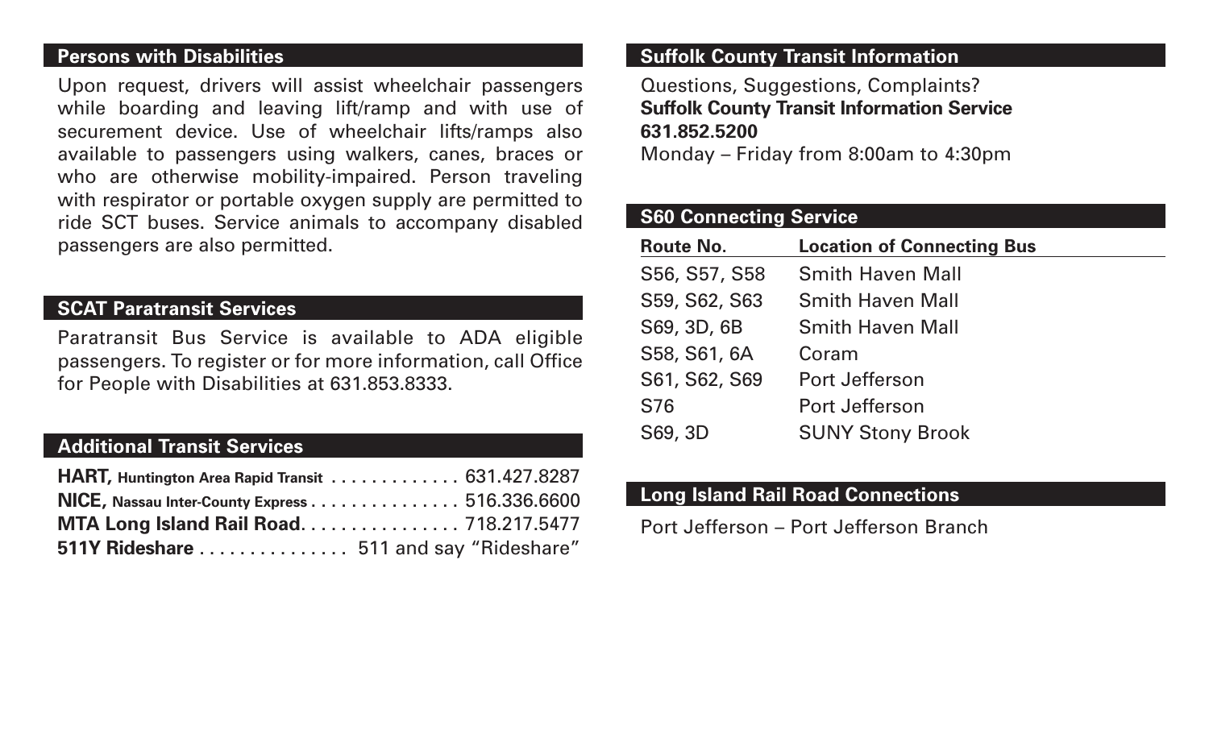## Persons with Disabilities

Upon request, drivers will assist wheelchair passengers while boarding and leaving lift/ramp and with use of securement device. Use of wheelchair lifts/ramps also available to passengers using walkers, canes, braces or who are otherwise mobility-impaired. Person traveling with respirator or portable oxygen supply are permitted to ride SCT buses. Service animals to accompany disabled passengers are also permitted.

## SCAT Paratransit Services

Paratransit Bus Service is available to ADA eligible passengers. To register or for more information, call Office for People with Disabilities at 631.853.8333.

## Additional Transit Services

**HART, Huntington Area Rapid Transit** . . . . . . . . . . . . . 631.427.8287
**NICE, Nassau Inter-County Express** . . . . . . . . . . . . . . . 516.336.6600
**MTA Long Island Rail Road**. . . . . . . . . . . . . . . . 718.217.5477
**511Y Rideshare** . . . . . . . . . . . . . . . 511 and say "Rideshare"

## Suffolk County Transit Information

Questions, Suggestions, Complaints?
**Suffolk County Transit Information Service**
**631.852.5200**
Monday – Friday from 8:00am to 4:30pm

## S60 Connecting Service

| Route No. | Location of Connecting Bus |
| --- | --- |
| S56, S57, S58 | Smith Haven Mall |
| S59, S62, S63 | Smith Haven Mall |
| S69, 3D, 6B | Smith Haven Mall |
| S58, S61, 6A | Coram |
| S61, S62, S69 | Port Jefferson |
| S76 | Port Jefferson |
| S69, 3D | SUNY Stony Brook |

## Long Island Rail Road Connections

Port Jefferson – Port Jefferson Branch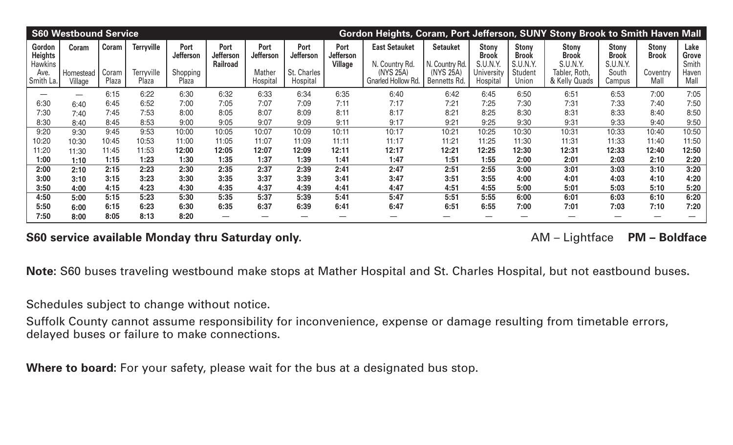| S60 Westbound Service | | | | | | | | | Gordon Heights, Coram, Port Jefferson, SUNY Stony Brook to Smith Haven Mall | | | | | | | |
|---|---|---|---|---|---|---|---|---|---|---|---|---|---|---|---|---|
| Gordon Heights Hawkins Ave. Smith La. | Coram Homestead Village | Coram Coram Plaza | Terryville Terryville Plaza | Port Jefferson Shopping Plaza | Port Jefferson Railroad | Port Jefferson Mather Hospital | Port Jefferson St. Charles Hospital | Port Jefferson Village | East Setauket N. Country Rd. (NYS 25A) Gnarled Hollow Rd. | Setauket N. Country Rd. (NYS 25A) Bennetts Rd. | Stony Brook S.U.N.Y. University Hospital | Stony Brook S.U.N.Y. Student Union | Stony Brook S.U.N.Y. Tabler, Roth, & Kelly Quads | Stony Brook S.U.N.Y. South Campus | Stony Brook Coventry Mall | Lake Grove Smith Haven Mall |
| — | — | 6:15 | 6:22 | 6:30 | 6:32 | 6:33 | 6:34 | 6:35 | 6:40 | 6:42 | 6:45 | 6:50 | 6:51 | 6:53 | 7:00 | 7:05 |
| 6:30 | 6:40 | 6:45 | 6:52 | 7:00 | 7:05 | 7:07 | 7:09 | 7:11 | 7:17 | 7:21 | 7:25 | 7:30 | 7:31 | 7:33 | 7:40 | 7:50 |
| 7:30 | 7:40 | 7:45 | 7:53 | 8:00 | 8:05 | 8:07 | 8:09 | 8:11 | 8:17 | 8:21 | 8:25 | 8:30 | 8:31 | 8:33 | 8:40 | 8:50 |
| 8:30 | 8:40 | 8:45 | 8:53 | 9:00 | 9:05 | 9:07 | 9:09 | 9:11 | 9:17 | 9:21 | 9:25 | 9:30 | 9:31 | 9:33 | 9:40 | 9:50 |
| 9:20 | 9:30 | 9:45 | 9:53 | 10:00 | 10:05 | 10:07 | 10:09 | 10:11 | 10:17 | 10:21 | 10:25 | 10:30 | 10:31 | 10:33 | 10:40 | 10:50 |
| 10:20 | 10:30 | 10:45 | 10:53 | 11:00 | 11:05 | 11:07 | 11:09 | 11:11 | 11:17 | 11:21 | 11:25 | 11:30 | 11:31 | 11:33 | 11:40 | 11:50 |
| 11:20 | 11:30 | 11:45 | 11:53 | **12:00** | **12:05** | **12:07** | **12:09** | **12:11** | **12:17** | **12:21** | **12:25** | **12:30** | **12:31** | **12:33** | **12:40** | **12:50** |
| **1:00** | **1:10** | **1:15** | **1:23** | **1:30** | **1:35** | **1:37** | **1:39** | **1:41** | **1:47** | **1:51** | **1:55** | **2:00** | **2:01** | **2:03** | **2:10** | **2:20** |
| **2:00** | **2:10** | **2:15** | **2:23** | **2:30** | **2:35** | **2:37** | **2:39** | **2:41** | **2:47** | **2:51** | **2:55** | **3:00** | **3:01** | **3:03** | **3:10** | **3:20** |
| **3:00** | **3:10** | **3:15** | **3:23** | **3:30** | **3:35** | **3:37** | **3:39** | **3:41** | **3:47** | **3:51** | **3:55** | **4:00** | **4:01** | **4:03** | **4:10** | **4:20** |
| **3:50** | **4:00** | **4:15** | **4:23** | **4:30** | **4:35** | **4:37** | **4:39** | **4:41** | **4:47** | **4:51** | **4:55** | **5:00** | **5:01** | **5:03** | **5:10** | **5:20** |
| **4:50** | **5:00** | **5:15** | **5:23** | **5:30** | **5:35** | **5:37** | **5:39** | **5:41** | **5:47** | **5:51** | **5:55** | **6:00** | **6:01** | **6:03** | **6:10** | **6:20** |
| **5:50** | **6:00** | **6:15** | **6:23** | **6:30** | **6:35** | **6:37** | **6:39** | **6:41** | **6:47** | **6:51** | **6:55** | **7:00** | **7:01** | **7:03** | **7:10** | **7:20** |
| **7:50** | **8:00** | **8:05** | **8:13** | **8:20** | — | — | — | — | — | — | — | — | — | — | — | — |

**S60 service available Monday thru Saturday only.**

AM – Lightface **PM – Boldface**

**Note:** S60 buses traveling westbound make stops at Mather Hospital and St. Charles Hospital, but not eastbound buses.

Schedules subject to change without notice.

Suffolk County cannot assume responsibility for inconvenience, expense or damage resulting from timetable errors, delayed buses or failure to make connections.

**Where to board:** For your safety, please wait for the bus at a designated bus stop.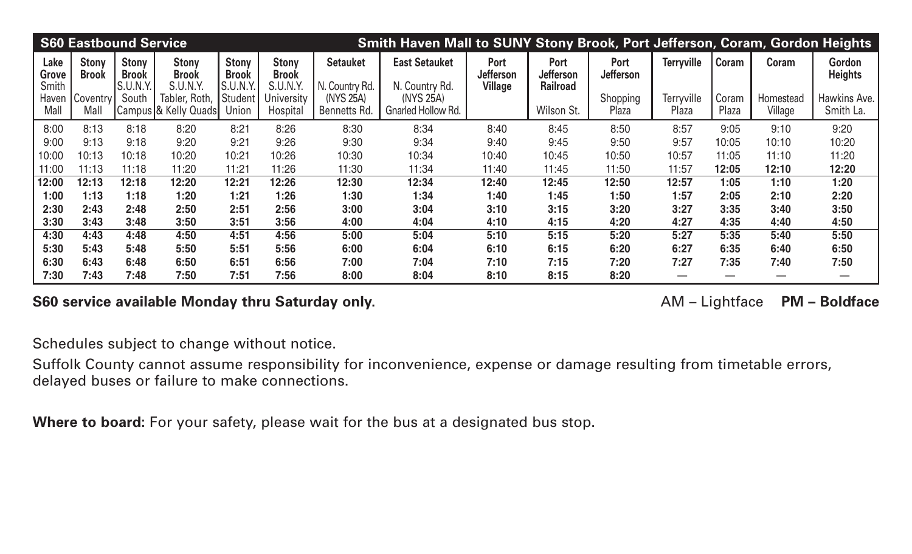| S60 Eastbound Service | | | | | | | Smith Haven Mall to SUNY Stony Brook, Port Jefferson, Coram, Gordon Heights | | | | | | | |
|---|---|---|---|---|---|---|---|---|---|---|---|---|---|---|
| **Lake Grove** Smith Haven Mall | **Stony Brook** Coventry Mall | **Stony Brook** S.U.N.Y. South Campus | **Stony Brook** S.U.N.Y. Tabler, Roth, & Kelly Quads | **Stony Brook** S.U.N.Y. Student Union | **Stony Brook** S.U.N.Y. University Hospital | **Setauket** N. Country Rd. (NYS 25A) Bennetts Rd. | **East Setauket** N. Country Rd. (NYS 25A) Gnarled Hollow Rd. | **Port Jefferson Village** | **Port Jefferson Railroad** Wilson St. | **Port Jefferson** Shopping Plaza | **Terryville** Terryville Plaza | **Coram** Coram Plaza | **Coram** Homestead Village | **Gordon Heights** Hawkins Ave. Smith La. |
| 8:00 | 8:13 | 8:18 | 8:20 | 8:21 | 8:26 | 8:30 | 8:34 | 8:40 | 8:45 | 8:50 | 8:57 | 9:05 | 9:10 | 9:20 |
| 9:00 | 9:13 | 9:18 | 9:20 | 9:21 | 9:26 | 9:30 | 9:34 | 9:40 | 9:45 | 9:50 | 9:57 | 10:05 | 10:10 | 10:20 |
| 10:00 | 10:13 | 10:18 | 10:20 | 10:21 | 10:26 | 10:30 | 10:34 | 10:40 | 10:45 | 10:50 | 10:57 | 11:05 | 11:10 | 11:20 |
| 11:00 | 11:13 | 11:18 | 11:20 | 11:21 | 11:26 | 11:30 | 11:34 | 11:40 | 11:45 | 11:50 | 11:57 | **12:05** | **12:10** | **12:20** |
| **12:00** | **12:13** | **12:18** | **12:20** | **12:21** | **12:26** | **12:30** | **12:34** | **12:40** | **12:45** | **12:50** | **12:57** | **1:05** | **1:10** | **1:20** |
| **1:00** | **1:13** | **1:18** | **1:20** | **1:21** | **1:26** | **1:30** | **1:34** | **1:40** | **1:45** | **1:50** | **1:57** | **2:05** | **2:10** | **2:20** |
| **2:30** | **2:43** | **2:48** | **2:50** | **2:51** | **2:56** | **3:00** | **3:04** | **3:10** | **3:15** | **3:20** | **3:27** | **3:35** | **3:40** | **3:50** |
| **3:30** | **3:43** | **3:48** | **3:50** | **3:51** | **3:56** | **4:00** | **4:04** | **4:10** | **4:15** | **4:20** | **4:27** | **4:35** | **4:40** | **4:50** |
| **4:30** | **4:43** | **4:48** | **4:50** | **4:51** | **4:56** | **5:00** | **5:04** | **5:10** | **5:15** | **5:20** | **5:27** | **5:35** | **5:40** | **5:50** |
| **5:30** | **5:43** | **5:48** | **5:50** | **5:51** | **5:56** | **6:00** | **6:04** | **6:10** | **6:15** | **6:20** | **6:27** | **6:35** | **6:40** | **6:50** |
| **6:30** | **6:43** | **6:48** | **6:50** | **6:51** | **6:56** | **7:00** | **7:04** | **7:10** | **7:15** | **7:20** | **7:27** | **7:35** | **7:40** | **7:50** |
| **7:30** | **7:43** | **7:48** | **7:50** | **7:51** | **7:56** | **8:00** | **8:04** | **8:10** | **8:15** | **8:20** | — | — | — | — |

**S60 service available Monday thru Saturday only.**

AM – Lightface **PM – Boldface**

Schedules subject to change without notice.

Suffolk County cannot assume responsibility for inconvenience, expense or damage resulting from timetable errors, delayed buses or failure to make connections.

**Where to board:** For your safety, please wait for the bus at a designated bus stop.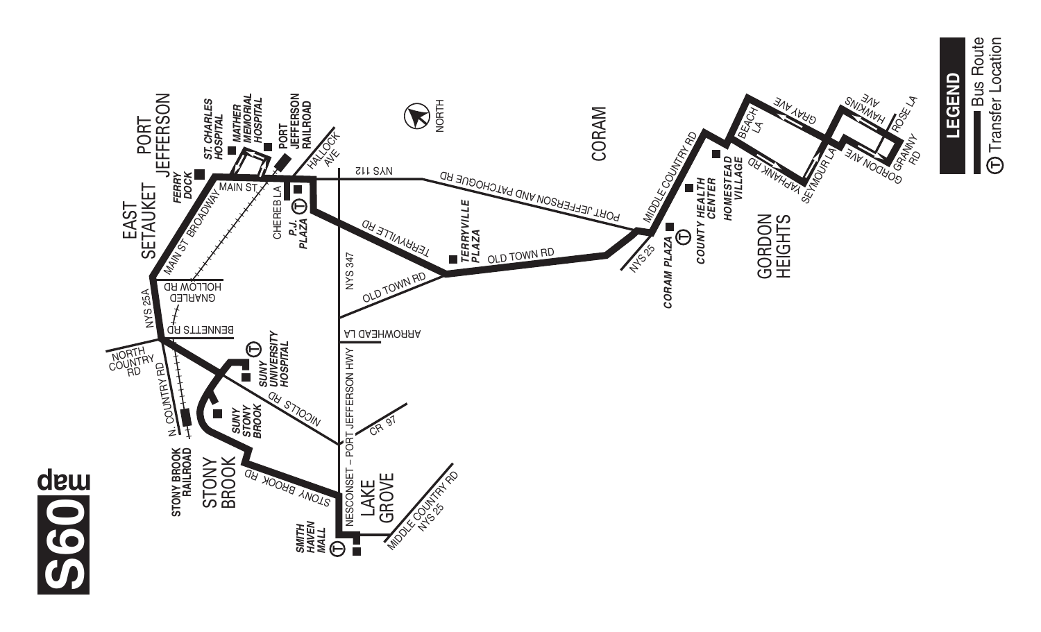# S60 map

LEGEND

Bus Route

Ⓣ Transfer Location

NORTH

PORT JEFFERSON

EAST SETAUKET

CORAM

GORDON HEIGHTS

STONY BROOK

LAKE GROVE

FERRY DOCK

ST. CHARLES HOSPITAL

MATHER MEMORIAL HOSPITAL

PORT JEFFERSON RAILROAD

P.J. PLAZA

TERRYVILLE PLAZA

CORAM PLAZA

COUNTY HEALTH CENTER

HOMESTEAD VILLAGE

SUNY UNIVERSITY HOSPITAL

SUNY STONY BROOK

STONY BROOK RAILROAD

SMITH HAVEN MALL

MAIN ST

MAIN ST BROADWAY

HALLOCK AVE

CHEREB LA

NYS 112

PORT JEFFERSON AND PATCHOGUE RD

TERRYVILLE RD

OLD TOWN RD

NYS 347

ARROWHEAD LA

NESCONSET – PORT JEFFERSON HWY

CR 97

MIDDLE COUNTRY RD NYS 25

MIDDLE COUNTRY RD

NYS 25

NYS 25A

GNARLED HOLLOW RD

BENNETTS RD

NORTH COUNTRY RD

N. COUNTRY RD

NICOLLS RD

STONY BROOK RD

BEACH LA

GRAY AVE

HAWKINS AVE

ROSE LA

GRANNY RD

GORDON AVE

SEYMOUR LA

YAPHANK RD